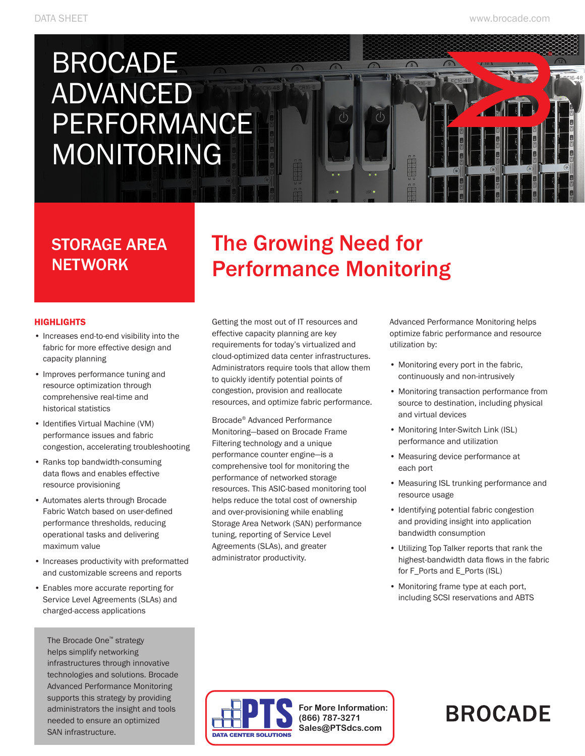DATA SHEET

www.brocade.com

# BROCADE ADVANCED PERFORMANCE MONITORING

## STORAGE AREA NETWORK

## The Growing Need for Performance Monitoring

### HIGHLIGHTS

- Increases end-to-end visibility into the fabric for more effective design and capacity planning
- Improves performance tuning and resource optimization through comprehensive real-time and historical statistics
- Identifies Virtual Machine (VM) performance issues and fabric congestion, accelerating troubleshooting
- Ranks top bandwidth-consuming data flows and enables effective resource provisioning
- Automates alerts through Brocade Fabric Watch based on user-defined performance thresholds, reducing operational tasks and delivering maximum value
- Increases productivity with preformatted and customizable screens and reports
- Enables more accurate reporting for Service Level Agreements (SLAs) and charged-access applications

The Brocade One™ strategy helps simplify networking infrastructures through innovative technologies and solutions. Brocade Advanced Performance Monitoring supports this strategy by providing administrators the insight and tools needed to ensure an optimized SAN infrastructure.

Getting the most out of IT resources and effective capacity planning are key requirements for today's virtualized and cloud-optimized data center infrastructures. Administrators require tools that allow them to quickly identify potential points of congestion, provision and reallocate resources, and optimize fabric performance.

Brocade® Advanced Performance Monitoring—based on Brocade Frame Filtering technology and a unique performance counter engine—is a comprehensive tool for monitoring the performance of networked storage resources. This ASIC-based monitoring tool helps reduce the total cost of ownership and over-provisioning while enabling Storage Area Network (SAN) performance tuning, reporting of Service Level Agreements (SLAs), and greater administrator productivity.

Advanced Performance Monitoring helps optimize fabric performance and resource utilization by:

- Monitoring every port in the fabric, continuously and non-intrusively
- Monitoring transaction performance from source to destination, including physical and virtual devices
- Monitoring Inter-Switch Link (ISL) performance and utilization
- Measuring device performance at each port
- Measuring ISL trunking performance and resource usage
- Identifying potential fabric congestion and providing insight into application bandwidth consumption
- Utilizing Top Talker reports that rank the highest-bandwidth data flows in the fabric for F_Ports and E_Ports (ISL)
- Monitoring frame type at each port, including SCSI reservations and ABTS

PTS DATA CENTER SOLUTIONS

**For More Information:**
**(866) 787-3271**
**Sales@PTSdcs.com**

BROCADE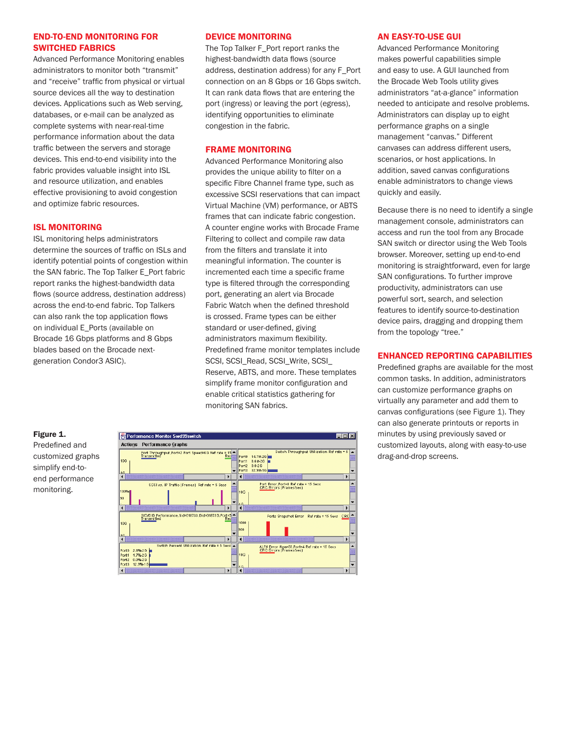## END-TO-END MONITORING FOR SWITCHED FABRICS

Advanced Performance Monitoring enables administrators to monitor both "transmit" and "receive" traffic from physical or virtual source devices all the way to destination devices. Applications such as Web serving, databases, or e-mail can be analyzed as complete systems with near-real-time performance information about the data traffic between the servers and storage devices. This end-to-end visibility into the fabric provides valuable insight into ISL and resource utilization, and enables effective provisioning to avoid congestion and optimize fabric resources.

## ISL MONITORING

ISL monitoring helps administrators determine the sources of traffic on ISLs and identify potential points of congestion within the SAN fabric. The Top Talker E_Port fabric report ranks the highest-bandwidth data flows (source address, destination address) across the end-to-end fabric. Top Talkers can also rank the top application flows on individual E_Ports (available on Brocade 16 Gbps platforms and 8 Gbps blades based on the Brocade next-generation Condor3 ASIC).

## DEVICE MONITORING

The Top Talker F_Port report ranks the highest-bandwidth data flows (source address, destination address) for any F_Port connection on an 8 Gbps or 16 Gbps switch. It can rank data flows that are entering the port (ingress) or leaving the port (egress), identifying opportunities to eliminate congestion in the fabric.

## FRAME MONITORING

Advanced Performance Monitoring also provides the unique ability to filter on a specific Fibre Channel frame type, such as excessive SCSI reservations that can impact Virtual Machine (VM) performance, or ABTS frames that can indicate fabric congestion. A counter engine works with Brocade Frame Filtering to collect and compile raw data from the filters and translate it into meaningful information. The counter is incremented each time a specific frame type is filtered through the corresponding port, generating an alert via Brocade Fabric Watch when the defined threshold is crossed. Frame types can be either standard or user-defined, giving administrators maximum flexibility. Predefined frame monitor templates include SCSI, SCSI_Read, SCSI_Write, SCSI_Reserve, ABTS, and more. These templates simplify frame monitor configuration and enable critical statistics gathering for monitoring SAN fabrics.

## AN EASY-TO-USE GUI

Advanced Performance Monitoring makes powerful capabilities simple and easy to use. A GUI launched from the Brocade Web Tools utility gives administrators "at-a-glance" information needed to anticipate and resolve problems. Administrators can display up to eight performance graphs on a single management "canvas." Different canvases can address different users, scenarios, or host applications. In addition, saved canvas configurations enable administrators to change views quickly and easily.

Because there is no need to identify a single management console, administrators can access and run the tool from any Brocade SAN switch or director using the Web Tools browser. Moreover, setting up end-to-end monitoring is straightforward, even for large SAN configurations. To further improve productivity, administrators can use powerful sort, search, and selection features to identify source-to-destination device pairs, dragging and dropping them from the topology "tree."

## ENHANCED REPORTING CAPABILITIES

Predefined graphs are available for the most common tasks. In addition, administrators can customize performance graphs on virtually any parameter and add them to canvas configurations (see Figure 1). They can also generate printouts or reports in minutes by using previously saved or customized layouts, along with easy-to-use drag-and-drop screens.

**Figure 1.** Predefined and customized graphs simplify end-to-end performance monitoring.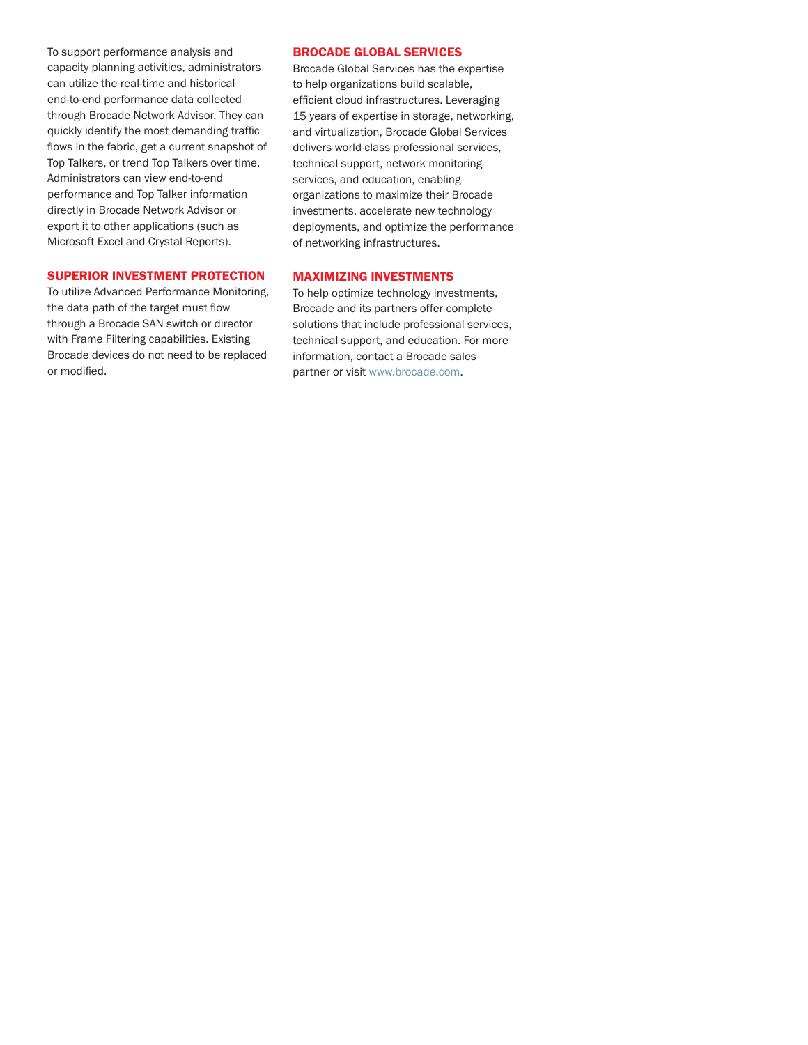To support performance analysis and capacity planning activities, administrators can utilize the real-time and historical end-to-end performance data collected through Brocade Network Advisor. They can quickly identify the most demanding traffic flows in the fabric, get a current snapshot of Top Talkers, or trend Top Talkers over time. Administrators can view end-to-end performance and Top Talker information directly in Brocade Network Advisor or export it to other applications (such as Microsoft Excel and Crystal Reports).

## SUPERIOR INVESTMENT PROTECTION

To utilize Advanced Performance Monitoring, the data path of the target must flow through a Brocade SAN switch or director with Frame Filtering capabilities. Existing Brocade devices do not need to be replaced or modified.

## BROCADE GLOBAL SERVICES

Brocade Global Services has the expertise to help organizations build scalable, efficient cloud infrastructures. Leveraging 15 years of expertise in storage, networking, and virtualization, Brocade Global Services delivers world-class professional services, technical support, network monitoring services, and education, enabling organizations to maximize their Brocade investments, accelerate new technology deployments, and optimize the performance of networking infrastructures.

## MAXIMIZING INVESTMENTS

To help optimize technology investments, Brocade and its partners offer complete solutions that include professional services, technical support, and education. For more information, contact a Brocade sales partner or visit www.brocade.com.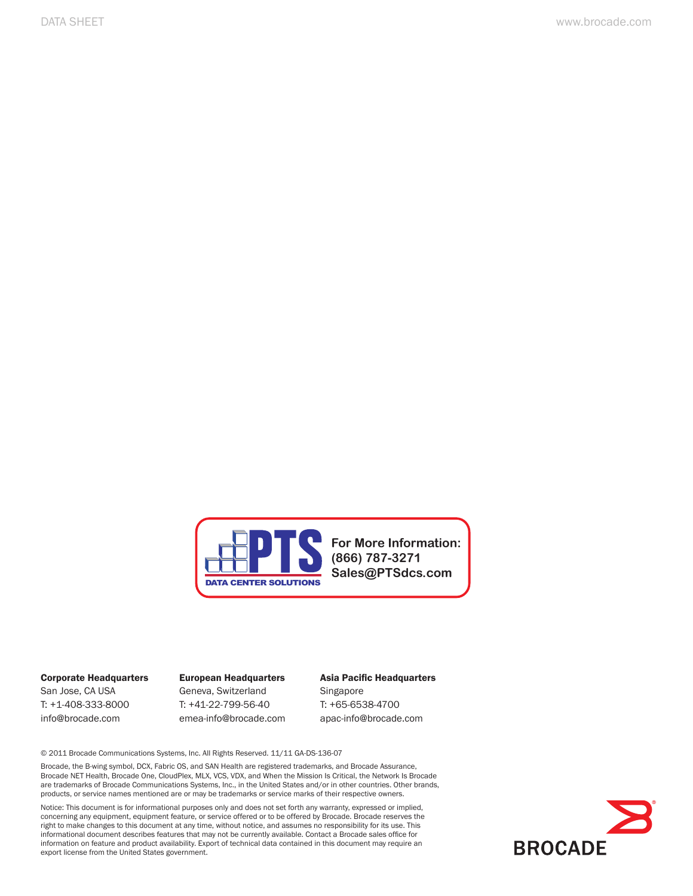PTS DATA CENTER SOLUTIONS

**For More Information:**
**(866) 787-3271**
**Sales@PTSdcs.com**

**Corporate Headquarters**
San Jose, CA USA
T: +1-408-333-8000
info@brocade.com

**European Headquarters**
Geneva, Switzerland
T: +41-22-799-56-40
emea-info@brocade.com

**Asia Pacific Headquarters**
Singapore
T: +65-6538-4700
apac-info@brocade.com

© 2011 Brocade Communications Systems, Inc. All Rights Reserved. 11/11 GA-DS-136-07

Brocade, the B-wing symbol, DCX, Fabric OS, and SAN Health are registered trademarks, and Brocade Assurance, Brocade NET Health, Brocade One, CloudPlex, MLX, VCS, VDX, and When the Mission Is Critical, the Network Is Brocade are trademarks of Brocade Communications Systems, Inc., in the United States and/or in other countries. Other brands, products, or service names mentioned are or may be trademarks or service marks of their respective owners.

Notice: This document is for informational purposes only and does not set forth any warranty, expressed or implied, concerning any equipment, equipment feature, or service offered or to be offered by Brocade. Brocade reserves the right to make changes to this document at any time, without notice, and assumes no responsibility for its use. This informational document describes features that may not be currently available. Contact a Brocade sales office for information on feature and product availability. Export of technical data contained in this document may require an export license from the United States government.

BROCADE